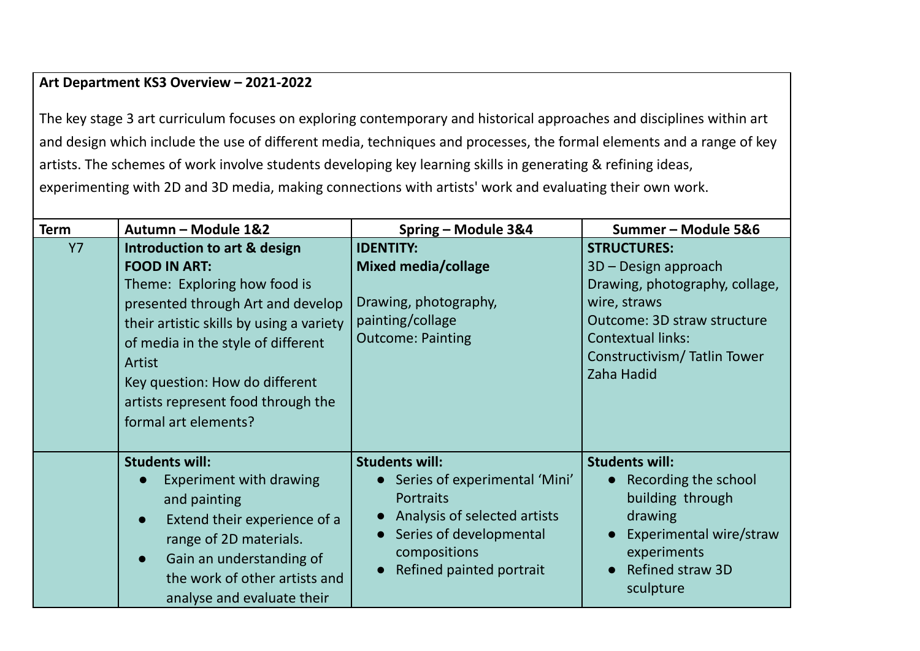**Art Department KS3 Overview – 2021-2022**

The key stage 3 art curriculum focuses on exploring contemporary and historical approaches and disciplines within art and design which include the use of different media, techniques and processes, the formal elements and a range of key artists. The schemes of work involve students developing key learning skills in generating & refining ideas, experimenting with 2D and 3D media, making connections with artists' work and evaluating their own work.

| Term | Autumn – Module 1&2 | Spring – Module 3&4 | Summer – Module 5&6 |
|---|---|---|---|
| Y7 | **Introduction to art & design**<br>**FOOD IN ART:**<br>Theme: Exploring how food is presented through Art and develop their artistic skills by using a variety of media in the style of different Artist<br>Key question: How do different artists represent food through the formal art elements? | **IDENTITY:**<br>**Mixed media/collage**<br><br>Drawing, photography, painting/collage<br>Outcome: Painting | **STRUCTURES:**<br>3D – Design approach<br>Drawing, photography, collage, wire, straws<br>Outcome: 3D straw structure<br>Contextual links: Constructivism/ Tatlin Tower<br>Zaha Hadid |
| | **Students will:**<br>● Experiment with drawing and painting<br>● Extend their experience of a range of 2D materials.<br>● Gain an understanding of the work of other artists and analyse and evaluate their | **Students will:**<br>● Series of experimental 'Mini' Portraits<br>● Analysis of selected artists<br>● Series of developmental compositions<br>● Refined painted portrait | **Students will:**<br>● Recording the school building through drawing<br>● Experimental wire/straw experiments<br>● Refined straw 3D sculpture |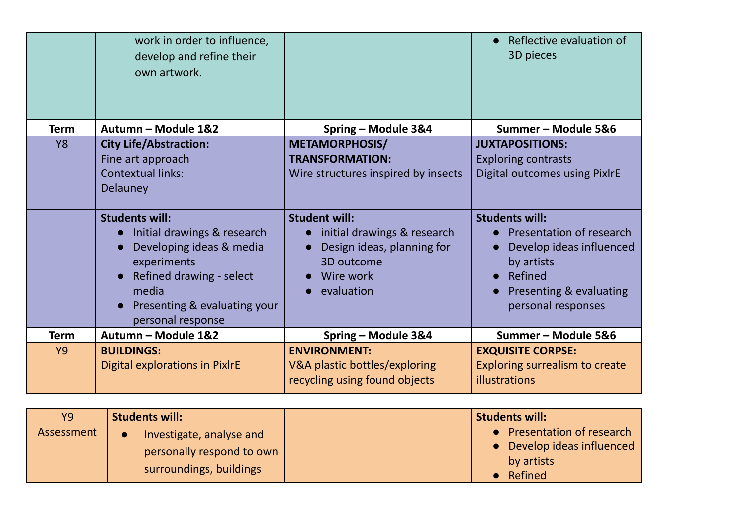| | | | |
|---|---|---|---|
| | work in order to influence, develop and refine their own artwork. | | • Reflective evaluation of 3D pieces |
| **Term** | **Autumn – Module 1&2** | **Spring – Module 3&4** | **Summer – Module 5&6** |
| Y8 | **City Life/Abstraction:** Fine art approach Contextual links: Delauney | **METAMORPHOSIS/ TRANSFORMATION:** Wire structures inspired by insects | **JUXTAPOSITIONS:** Exploring contrasts Digital outcomes using PixlrE |
| | **Students will:** • Initial drawings & research • Developing ideas & media experiments • Refined drawing - select media • Presenting & evaluating your personal response | **Student will:** • initial drawings & research • Design ideas, planning for 3D outcome • Wire work • evaluation | **Students will:** • Presentation of research • Develop ideas influenced by artists • Refined • Presenting & evaluating personal responses |
| **Term** | **Autumn – Module 1&2** | **Spring – Module 3&4** | **Summer – Module 5&6** |
| Y9 | **BUILDINGS:** Digital explorations in PixlrE | **ENVIRONMENT:** V&A plastic bottles/exploring recycling using found objects | **EXQUISITE CORPSE:** Exploring surrealism to create illustrations |
| Y9 Assessment | **Students will:** • Investigate, analyse and personally respond to own surroundings, buildings | | **Students will:** • Presentation of research • Develop ideas influenced by artists • Refined |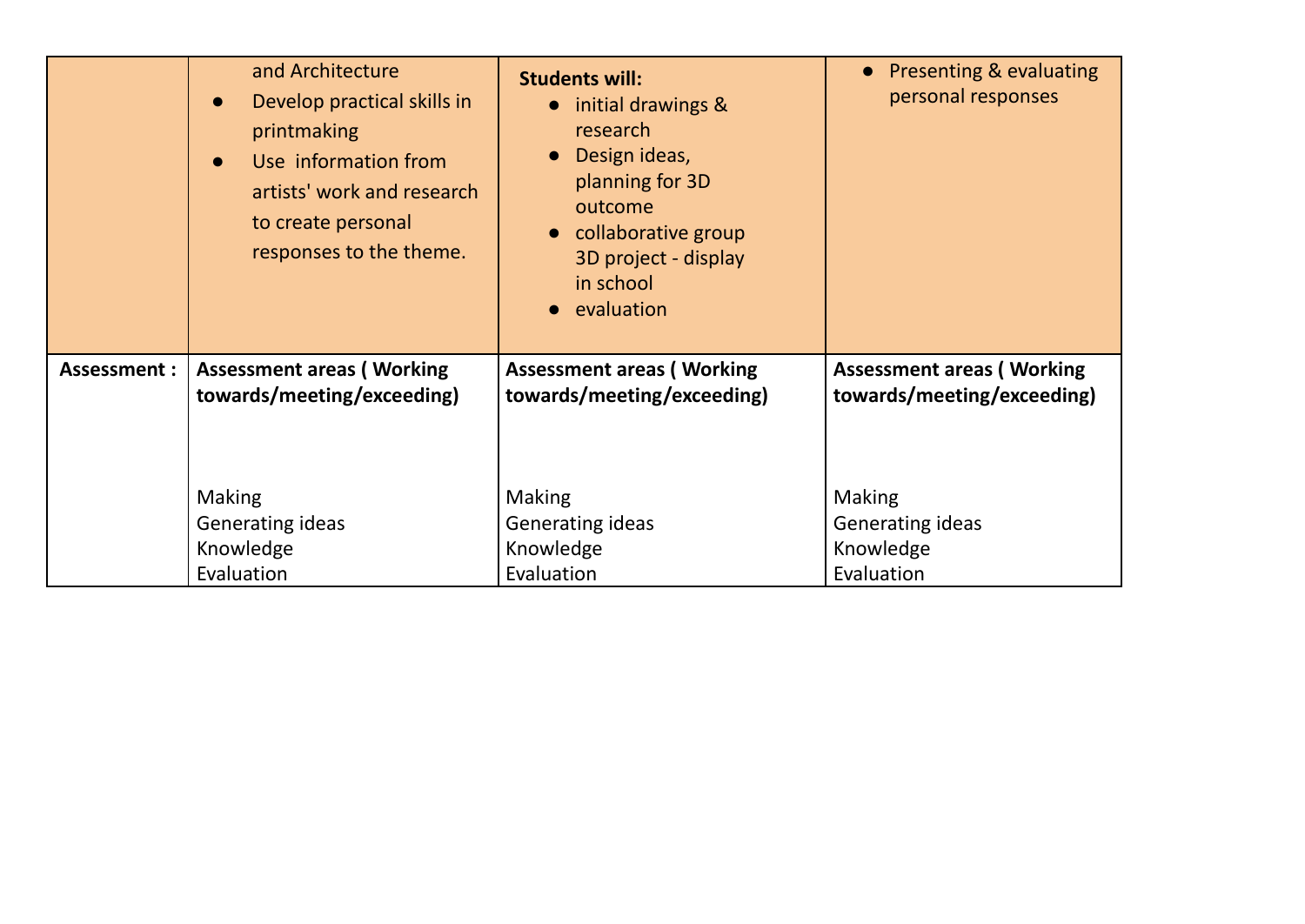| | | | |
|---|---|---|---|
| | and Architecture<br>• Develop practical skills in printmaking<br>• Use information from artists' work and research to create personal responses to the theme. | **Students will:**<br>• initial drawings & research<br>• Design ideas, planning for 3D outcome<br>• collaborative group 3D project - display in school<br>• evaluation | • Presenting & evaluating personal responses |
| **Assessment :** | **Assessment areas ( Working towards/meeting/exceeding)**<br><br>Making<br>Generating ideas<br>Knowledge<br>Evaluation | **Assessment areas ( Working towards/meeting/exceeding)**<br><br>Making<br>Generating ideas<br>Knowledge<br>Evaluation | **Assessment areas ( Working towards/meeting/exceeding)**<br><br>Making<br>Generating ideas<br>Knowledge<br>Evaluation |